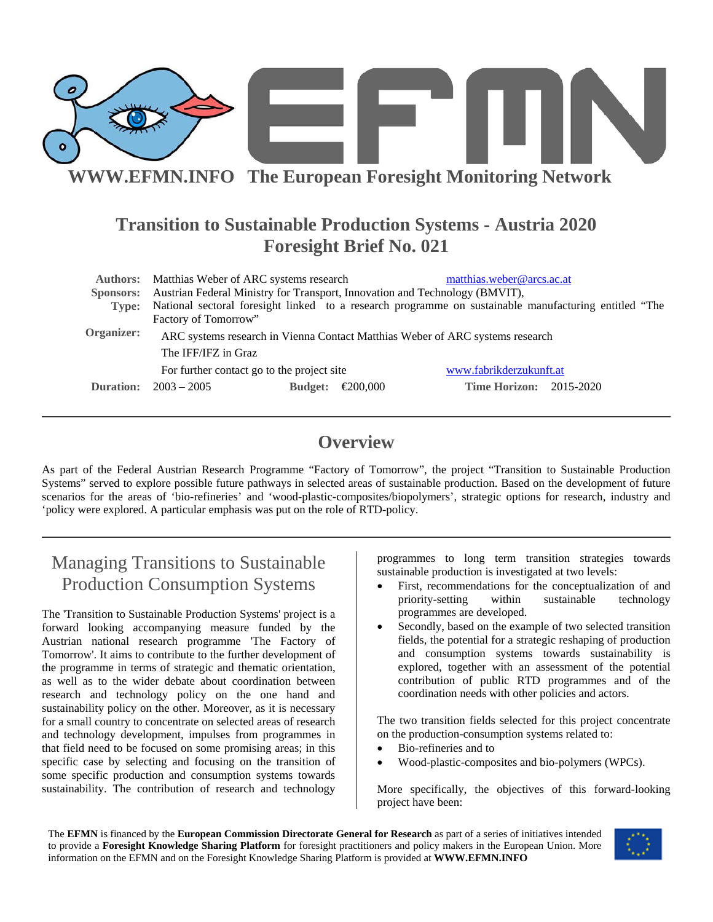**WWW.EFMN.INFO The European Foresight Monitoring Network**

# Transition to Sustainable Production Systems - Austria 2020
# Foresight Brief No. 021

**Authors:** Matthias Weber of ARC systems research matthias.weber@arcs.ac.at
**Sponsors:** Austrian Federal Ministry for Transport, Innovation and Technology (BMVIT),
**Type:** National sectoral foresight linked to a research programme on sustainable manufacturing entitled "The Factory of Tomorrow"
**Organizer:** ARC systems research in Vienna Contact Matthias Weber of ARC systems research
The IFF/IFZ in Graz
For further contact go to the project site www.fabrikderzukunft.at
**Duration:** 2003 – 2005 **Budget:** €200,000 **Time Horizon:** 2015-2020

## Overview

As part of the Federal Austrian Research Programme "Factory of Tomorrow", the project "Transition to Sustainable Production Systems" served to explore possible future pathways in selected areas of sustainable production. Based on the development of future scenarios for the areas of 'bio-refineries' and 'wood-plastic-composites/biopolymers', strategic options for research, industry and 'policy were explored. A particular emphasis was put on the role of RTD-policy.

## Managing Transitions to Sustainable Production Consumption Systems

The 'Transition to Sustainable Production Systems' project is a forward looking accompanying measure funded by the Austrian national research programme 'The Factory of Tomorrow'. It aims to contribute to the further development of the programme in terms of strategic and thematic orientation, as well as to the wider debate about coordination between research and technology policy on the one hand and sustainability policy on the other. Moreover, as it is necessary for a small country to concentrate on selected areas of research and technology development, impulses from programmes in that field need to be focused on some promising areas; in this specific case by selecting and focusing on the transition of some specific production and consumption systems towards sustainability. The contribution of research and technology programmes to long term transition strategies towards sustainable production is investigated at two levels:

- First, recommendations for the conceptualization of and priority-setting within sustainable technology programmes are developed.
- Secondly, based on the example of two selected transition fields, the potential for a strategic reshaping of production and consumption systems towards sustainability is explored, together with an assessment of the potential contribution of public RTD programmes and of the coordination needs with other policies and actors.

The two transition fields selected for this project concentrate on the production-consumption systems related to:

- Bio-refineries and to
- Wood-plastic-composites and bio-polymers (WPCs).

More specifically, the objectives of this forward-looking project have been:

The **EFMN** is financed by the **European Commission Directorate General for Research** as part of a series of initiatives intended to provide a **Foresight Knowledge Sharing Platform** for foresight practitioners and policy makers in the European Union. More information on the EFMN and on the Foresight Knowledge Sharing Platform is provided at **WWW.EFMN.INFO**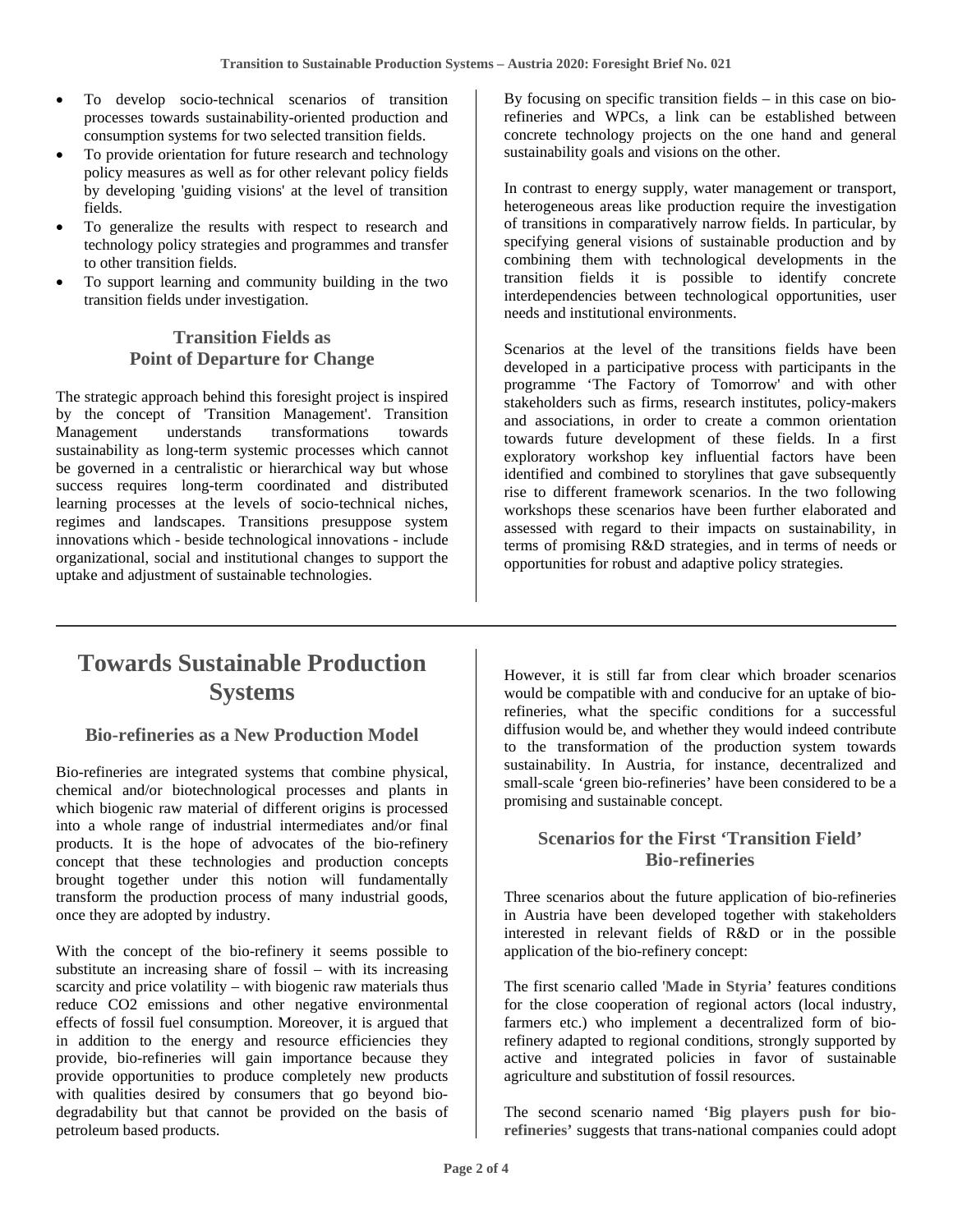- To develop socio-technical scenarios of transition processes towards sustainability-oriented production and consumption systems for two selected transition fields.
- To provide orientation for future research and technology policy measures as well as for other relevant policy fields by developing 'guiding visions' at the level of transition fields.
- To generalize the results with respect to research and technology policy strategies and programmes and transfer to other transition fields.
- To support learning and community building in the two transition fields under investigation.

### Transition Fields as Point of Departure for Change

The strategic approach behind this foresight project is inspired by the concept of 'Transition Management'. Transition Management understands transformations towards sustainability as long-term systemic processes which cannot be governed in a centralistic or hierarchical way but whose success requires long-term coordinated and distributed learning processes at the levels of socio-technical niches, regimes and landscapes. Transitions presuppose system innovations which - beside technological innovations - include organizational, social and institutional changes to support the uptake and adjustment of sustainable technologies.

By focusing on specific transition fields – in this case on bio-refineries and WPCs, a link can be established between concrete technology projects on the one hand and general sustainability goals and visions on the other.

In contrast to energy supply, water management or transport, heterogeneous areas like production require the investigation of transitions in comparatively narrow fields. In particular, by specifying general visions of sustainable production and by combining them with technological developments in the transition fields it is possible to identify concrete interdependencies between technological opportunities, user needs and institutional environments.

Scenarios at the level of the transitions fields have been developed in a participative process with participants in the programme 'The Factory of Tomorrow' and with other stakeholders such as firms, research institutes, policy-makers and associations, in order to create a common orientation towards future development of these fields. In a first exploratory workshop key influential factors have been identified and combined to storylines that gave subsequently rise to different framework scenarios. In the two following workshops these scenarios have been further elaborated and assessed with regard to their impacts on sustainability, in terms of promising R&D strategies, and in terms of needs or opportunities for robust and adaptive policy strategies.

## Towards Sustainable Production Systems

### Bio-refineries as a New Production Model

Bio-refineries are integrated systems that combine physical, chemical and/or biotechnological processes and plants in which biogenic raw material of different origins is processed into a whole range of industrial intermediates and/or final products. It is the hope of advocates of the bio-refinery concept that these technologies and production concepts brought together under this notion will fundamentally transform the production process of many industrial goods, once they are adopted by industry.

With the concept of the bio-refinery it seems possible to substitute an increasing share of fossil – with its increasing scarcity and price volatility – with biogenic raw materials thus reduce CO2 emissions and other negative environmental effects of fossil fuel consumption. Moreover, it is argued that in addition to the energy and resource efficiencies they provide, bio-refineries will gain importance because they provide opportunities to produce completely new products with qualities desired by consumers that go beyond bio-degradability but that cannot be provided on the basis of petroleum based products.

However, it is still far from clear which broader scenarios would be compatible with and conducive for an uptake of bio-refineries, what the specific conditions for a successful diffusion would be, and whether they would indeed contribute to the transformation of the production system towards sustainability. In Austria, for instance, decentralized and small-scale 'green bio-refineries' have been considered to be a promising and sustainable concept.

### Scenarios for the First 'Transition Field' Bio-refineries

Three scenarios about the future application of bio-refineries in Austria have been developed together with stakeholders interested in relevant fields of R&D or in the possible application of the bio-refinery concept:

The first scenario called '**Made in Styria**' features conditions for the close cooperation of regional actors (local industry, farmers etc.) who implement a decentralized form of bio-refinery adapted to regional conditions, strongly supported by active and integrated policies in favor of sustainable agriculture and substitution of fossil resources.

The second scenario named '**Big players push for bio-refineries**' suggests that trans-national companies could adopt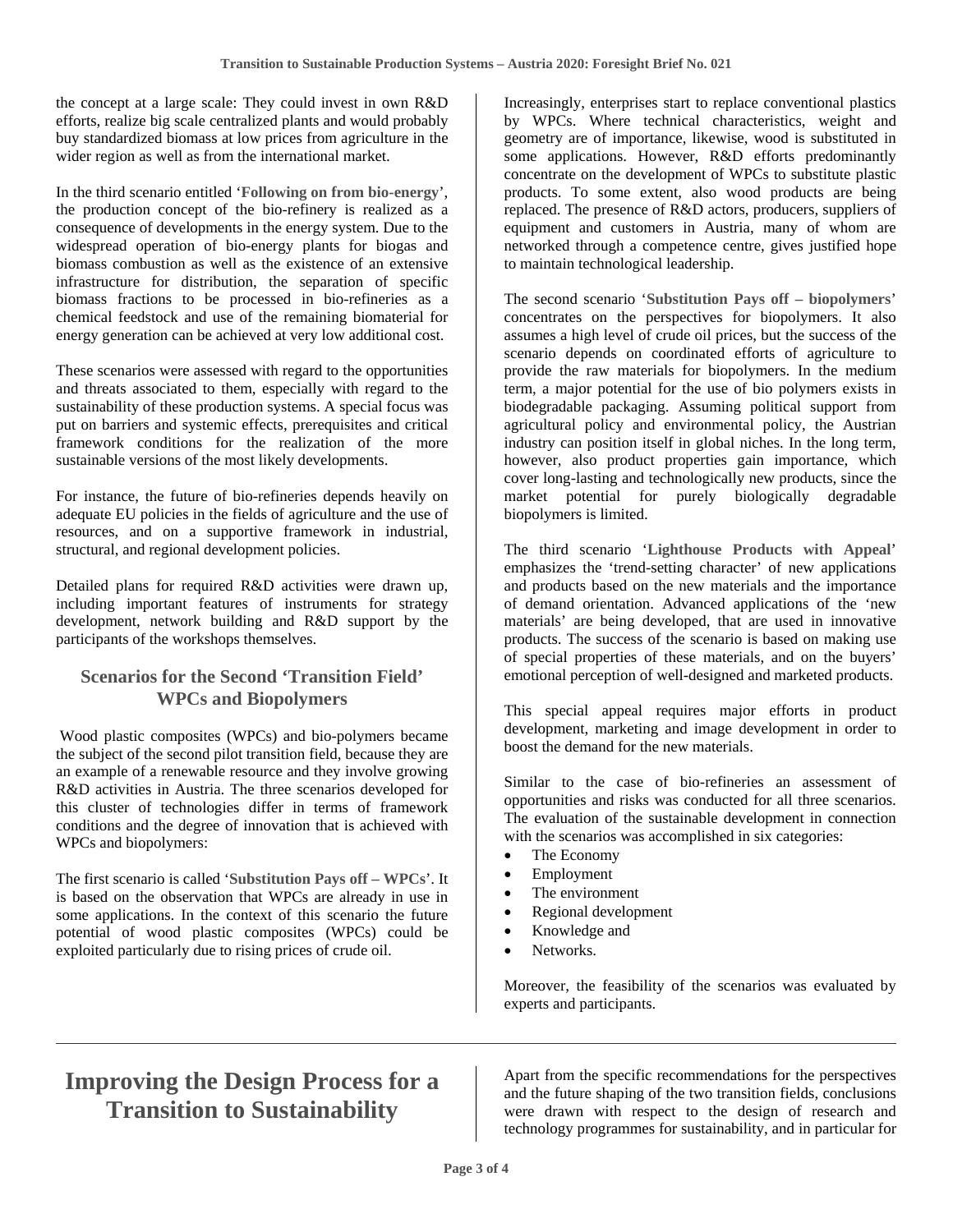the concept at a large scale: They could invest in own R&D efforts, realize big scale centralized plants and would probably buy standardized biomass at low prices from agriculture in the wider region as well as from the international market.

In the third scenario entitled '**Following on from bio-energy**', the production concept of the bio-refinery is realized as a consequence of developments in the energy system. Due to the widespread operation of bio-energy plants for biogas and biomass combustion as well as the existence of an extensive infrastructure for distribution, the separation of specific biomass fractions to be processed in bio-refineries as a chemical feedstock and use of the remaining biomaterial for energy generation can be achieved at very low additional cost.

These scenarios were assessed with regard to the opportunities and threats associated to them, especially with regard to the sustainability of these production systems. A special focus was put on barriers and systemic effects, prerequisites and critical framework conditions for the realization of the more sustainable versions of the most likely developments.

For instance, the future of bio-refineries depends heavily on adequate EU policies in the fields of agriculture and the use of resources, and on a supportive framework in industrial, structural, and regional development policies.

Detailed plans for required R&D activities were drawn up, including important features of instruments for strategy development, network building and R&D support by the participants of the workshops themselves.

### Scenarios for the Second 'Transition Field' WPCs and Biopolymers

Wood plastic composites (WPCs) and bio-polymers became the subject of the second pilot transition field, because they are an example of a renewable resource and they involve growing R&D activities in Austria. The three scenarios developed for this cluster of technologies differ in terms of framework conditions and the degree of innovation that is achieved with WPCs and biopolymers:

The first scenario is called '**Substitution Pays off – WPCs**'. It is based on the observation that WPCs are already in use in some applications. In the context of this scenario the future potential of wood plastic composites (WPCs) could be exploited particularly due to rising prices of crude oil. Increasingly, enterprises start to replace conventional plastics by WPCs. Where technical characteristics, weight and geometry are of importance, likewise, wood is substituted in some applications. However, R&D efforts predominantly concentrate on the development of WPCs to substitute plastic products. To some extent, also wood products are being replaced. The presence of R&D actors, producers, suppliers of equipment and customers in Austria, many of whom are networked through a competence centre, gives justified hope to maintain technological leadership.

The second scenario '**Substitution Pays off – biopolymers**' concentrates on the perspectives for biopolymers. It also assumes a high level of crude oil prices, but the success of the scenario depends on coordinated efforts of agriculture to provide the raw materials for biopolymers. In the medium term, a major potential for the use of bio polymers exists in biodegradable packaging. Assuming political support from agricultural policy and environmental policy, the Austrian industry can position itself in global niches. In the long term, however, also product properties gain importance, which cover long-lasting and technologically new products, since the market potential for purely biologically degradable biopolymers is limited.

The third scenario '**Lighthouse Products with Appeal**' emphasizes the 'trend-setting character' of new applications and products based on the new materials and the importance of demand orientation. Advanced applications of the 'new materials' are being developed, that are used in innovative products. The success of the scenario is based on making use of special properties of these materials, and on the buyers' emotional perception of well-designed and marketed products.

This special appeal requires major efforts in product development, marketing and image development in order to boost the demand for the new materials.

Similar to the case of bio-refineries an assessment of opportunities and risks was conducted for all three scenarios. The evaluation of the sustainable development in connection with the scenarios was accomplished in six categories:

- The Economy
- Employment
- The environment
- Regional development
- Knowledge and
- Networks.

Moreover, the feasibility of the scenarios was evaluated by experts and participants.

## Improving the Design Process for a Transition to Sustainability

Apart from the specific recommendations for the perspectives and the future shaping of the two transition fields, conclusions were drawn with respect to the design of research and technology programmes for sustainability, and in particular for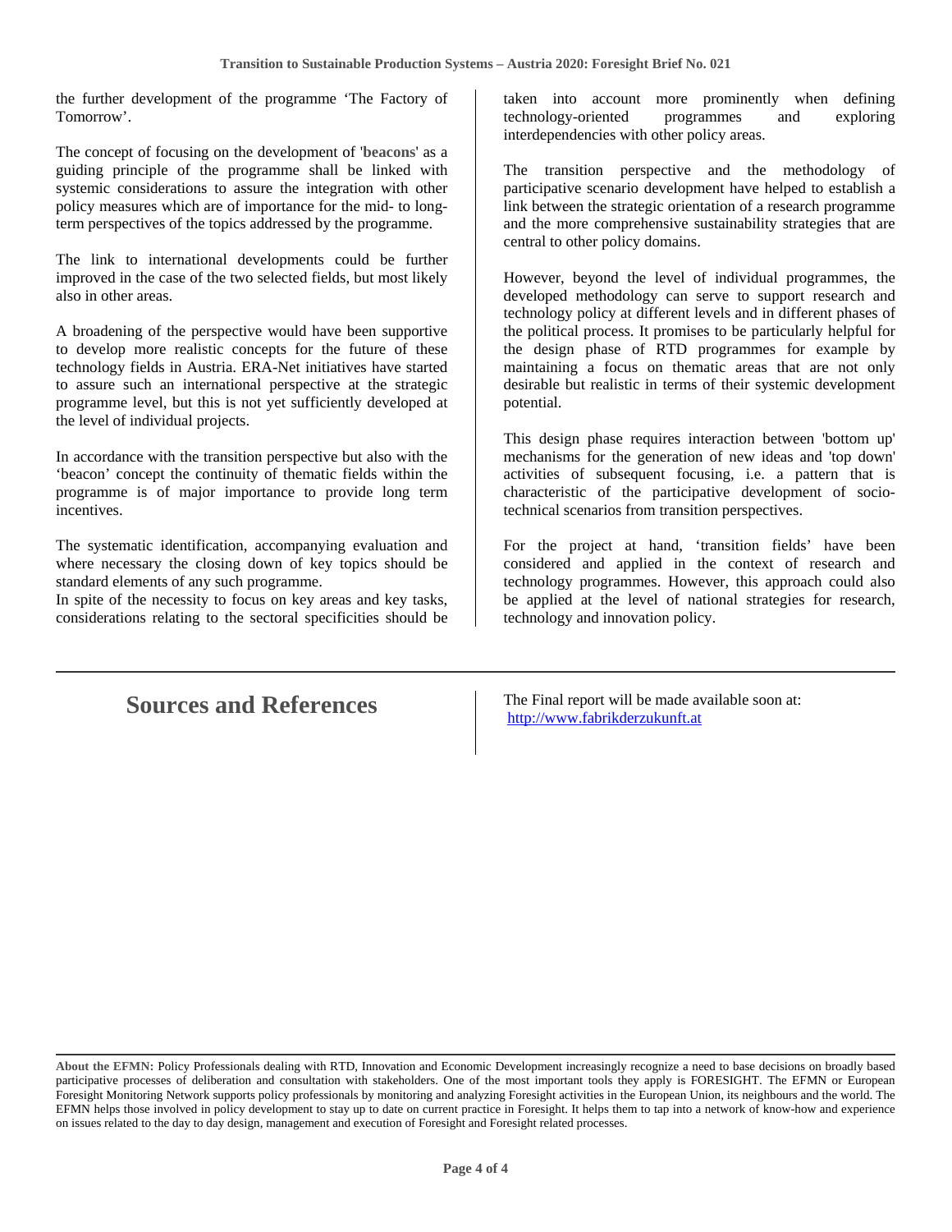the further development of the programme 'The Factory of Tomorrow'.

The concept of focusing on the development of '**beacons**' as a guiding principle of the programme shall be linked with systemic considerations to assure the integration with other policy measures which are of importance for the mid- to long-term perspectives of the topics addressed by the programme.

The link to international developments could be further improved in the case of the two selected fields, but most likely also in other areas.

A broadening of the perspective would have been supportive to develop more realistic concepts for the future of these technology fields in Austria. ERA-Net initiatives have started to assure such an international perspective at the strategic programme level, but this is not yet sufficiently developed at the level of individual projects.

In accordance with the transition perspective but also with the 'beacon' concept the continuity of thematic fields within the programme is of major importance to provide long term incentives.

The systematic identification, accompanying evaluation and where necessary the closing down of key topics should be standard elements of any such programme.
In spite of the necessity to focus on key areas and key tasks, considerations relating to the sectoral specificities should be taken into account more prominently when defining technology-oriented programmes and exploring interdependencies with other policy areas.

The transition perspective and the methodology of participative scenario development have helped to establish a link between the strategic orientation of a research programme and the more comprehensive sustainability strategies that are central to other policy domains.

However, beyond the level of individual programmes, the developed methodology can serve to support research and technology policy at different levels and in different phases of the political process. It promises to be particularly helpful for the design phase of RTD programmes for example by maintaining a focus on thematic areas that are not only desirable but realistic in terms of their systemic development potential.

This design phase requires interaction between 'bottom up' mechanisms for the generation of new ideas and 'top down' activities of subsequent focusing, i.e. a pattern that is characteristic of the participative development of socio-technical scenarios from transition perspectives.

For the project at hand, 'transition fields' have been considered and applied in the context of research and technology programmes. However, this approach could also be applied at the level of national strategies for research, technology and innovation policy.

## Sources and References

The Final report will be made available soon at: http://www.fabrikderzukunft.at

**About the EFMN:** Policy Professionals dealing with RTD, Innovation and Economic Development increasingly recognize a need to base decisions on broadly based participative processes of deliberation and consultation with stakeholders. One of the most important tools they apply is FORESIGHT. The EFMN or European Foresight Monitoring Network supports policy professionals by monitoring and analyzing Foresight activities in the European Union, its neighbours and the world. The EFMN helps those involved in policy development to stay up to date on current practice in Foresight. It helps them to tap into a network of know-how and experience on issues related to the day to day design, management and execution of Foresight and Foresight related processes.